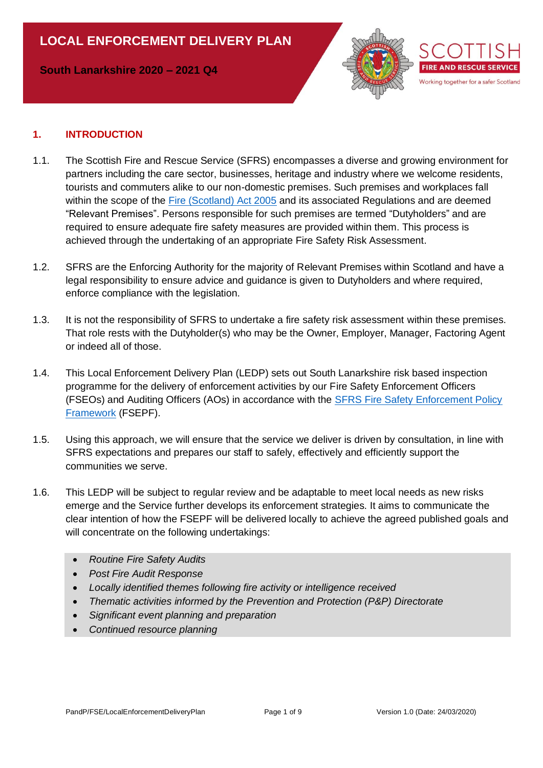# LOCAL ENFORCEMENT DELIVERY PLAN

**South Lanarkshire 2020 – 2021 Q4**

SCOTTISH
FIRE AND RESCUE SERVICE
Working together for a safer Scotland

## 1. INTRODUCTION

1.1. The Scottish Fire and Rescue Service (SFRS) encompasses a diverse and growing environment for partners including the care sector, businesses, heritage and industry where we welcome residents, tourists and commuters alike to our non-domestic premises. Such premises and workplaces fall within the scope of the Fire (Scotland) Act 2005 and its associated Regulations and are deemed "Relevant Premises". Persons responsible for such premises are termed "Dutyholders" and are required to ensure adequate fire safety measures are provided within them. This process is achieved through the undertaking of an appropriate Fire Safety Risk Assessment.

1.2. SFRS are the Enforcing Authority for the majority of Relevant Premises within Scotland and have a legal responsibility to ensure advice and guidance is given to Dutyholders and where required, enforce compliance with the legislation.

1.3. It is not the responsibility of SFRS to undertake a fire safety risk assessment within these premises. That role rests with the Dutyholder(s) who may be the Owner, Employer, Manager, Factoring Agent or indeed all of those.

1.4. This Local Enforcement Delivery Plan (LEDP) sets out South Lanarkshire risk based inspection programme for the delivery of enforcement activities by our Fire Safety Enforcement Officers (FSEOs) and Auditing Officers (AOs) in accordance with the SFRS Fire Safety Enforcement Policy Framework (FSEPF).

1.5. Using this approach, we will ensure that the service we deliver is driven by consultation, in line with SFRS expectations and prepares our staff to safely, effectively and efficiently support the communities we serve.

1.6. This LEDP will be subject to regular review and be adaptable to meet local needs as new risks emerge and the Service further develops its enforcement strategies. It aims to communicate the clear intention of how the FSEPF will be delivered locally to achieve the agreed published goals and will concentrate on the following undertakings:

- *Routine Fire Safety Audits*
- *Post Fire Audit Response*
- *Locally identified themes following fire activity or intelligence received*
- *Thematic activities informed by the Prevention and Protection (P&P) Directorate*
- *Significant event planning and preparation*
- *Continued resource planning*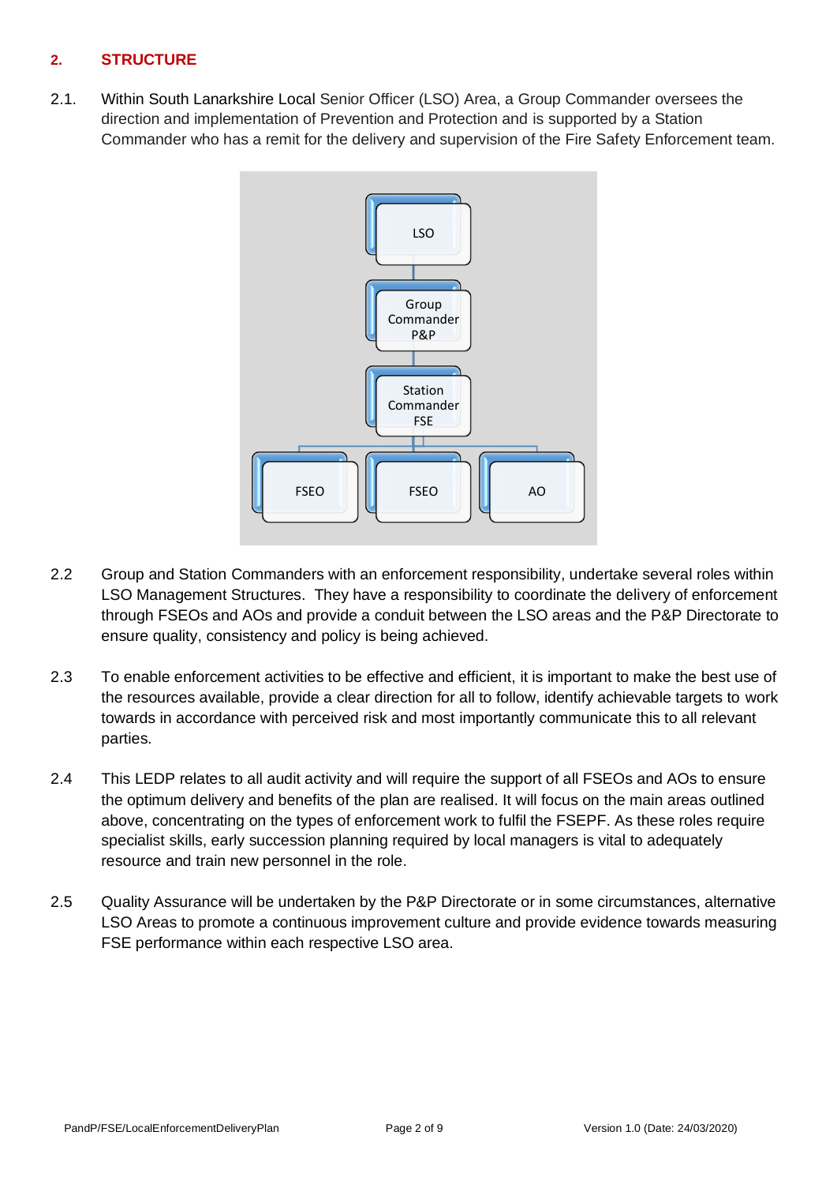## 2. STRUCTURE

2.1. Within South Lanarkshire Local Senior Officer (LSO) Area, a Group Commander oversees the direction and implementation of Prevention and Protection and is supported by a Station Commander who has a remit for the delivery and supervision of the Fire Safety Enforcement team.

- LSO
  - Group Commander P&P
    - Station Commander FSE
      - FSEO
      - FSEO
      - AO

2.2 Group and Station Commanders with an enforcement responsibility, undertake several roles within LSO Management Structures. They have a responsibility to coordinate the delivery of enforcement through FSEOs and AOs and provide a conduit between the LSO areas and the P&P Directorate to ensure quality, consistency and policy is being achieved.

2.3 To enable enforcement activities to be effective and efficient, it is important to make the best use of the resources available, provide a clear direction for all to follow, identify achievable targets to work towards in accordance with perceived risk and most importantly communicate this to all relevant parties.

2.4 This LEDP relates to all audit activity and will require the support of all FSEOs and AOs to ensure the optimum delivery and benefits of the plan are realised. It will focus on the main areas outlined above, concentrating on the types of enforcement work to fulfil the FSEPF. As these roles require specialist skills, early succession planning required by local managers is vital to adequately resource and train new personnel in the role.

2.5 Quality Assurance will be undertaken by the P&P Directorate or in some circumstances, alternative LSO Areas to promote a continuous improvement culture and provide evidence towards measuring FSE performance within each respective LSO area.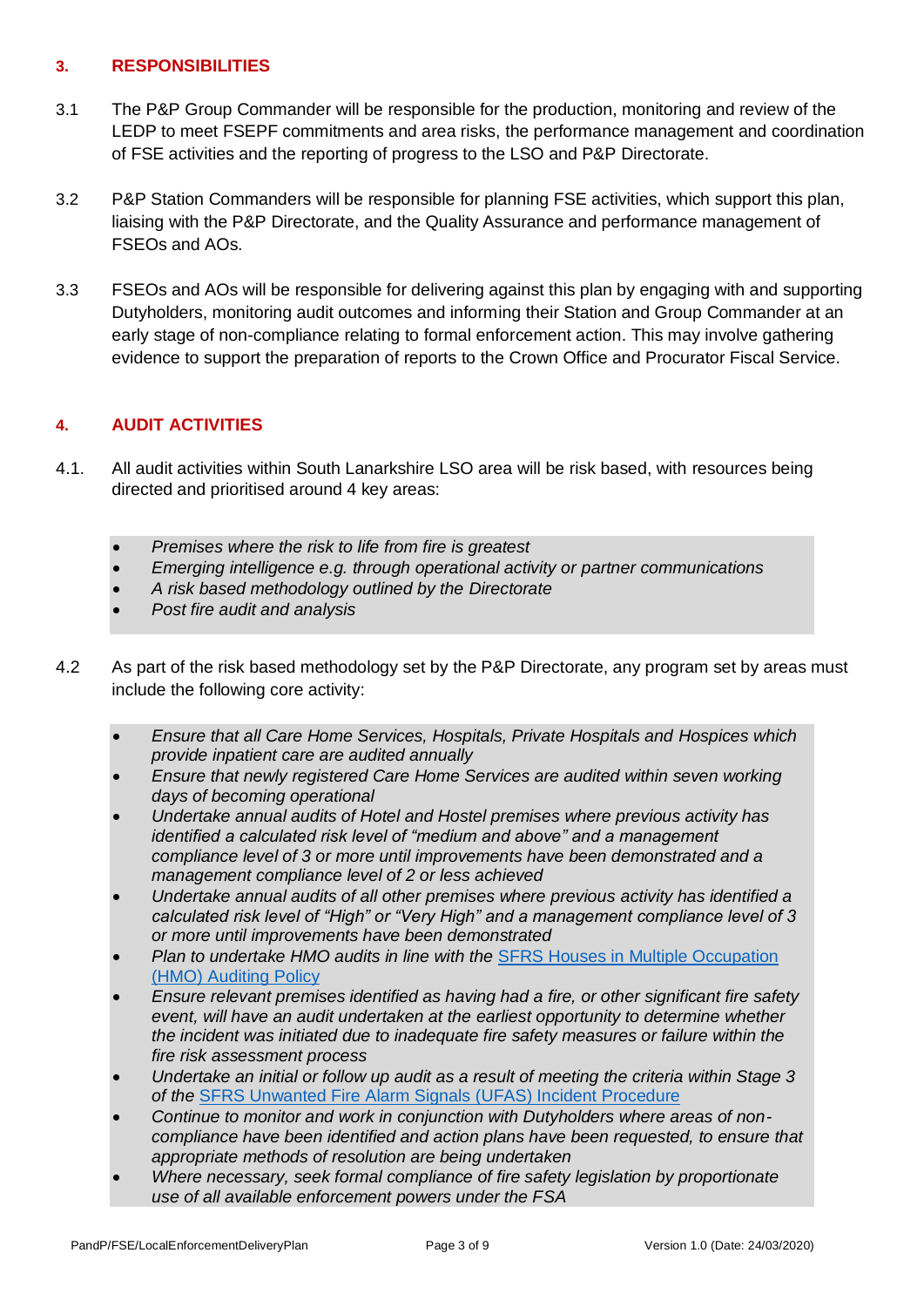## 3. RESPONSIBILITIES

3.1 The P&P Group Commander will be responsible for the production, monitoring and review of the LEDP to meet FSEPF commitments and area risks, the performance management and coordination of FSE activities and the reporting of progress to the LSO and P&P Directorate.

3.2 P&P Station Commanders will be responsible for planning FSE activities, which support this plan, liaising with the P&P Directorate, and the Quality Assurance and performance management of FSEOs and AOs.

3.3 FSEOs and AOs will be responsible for delivering against this plan by engaging with and supporting Dutyholders, monitoring audit outcomes and informing their Station and Group Commander at an early stage of non-compliance relating to formal enforcement action. This may involve gathering evidence to support the preparation of reports to the Crown Office and Procurator Fiscal Service.

## 4. AUDIT ACTIVITIES

4.1. All audit activities within South Lanarkshire LSO area will be risk based, with resources being directed and prioritised around 4 key areas:

- *Premises where the risk to life from fire is greatest*
- *Emerging intelligence e.g. through operational activity or partner communications*
- *A risk based methodology outlined by the Directorate*
- *Post fire audit and analysis*

4.2 As part of the risk based methodology set by the P&P Directorate, any program set by areas must include the following core activity:

- *Ensure that all Care Home Services, Hospitals, Private Hospitals and Hospices which provide inpatient care are audited annually*
- *Ensure that newly registered Care Home Services are audited within seven working days of becoming operational*
- *Undertake annual audits of Hotel and Hostel premises where previous activity has identified a calculated risk level of "medium and above" and a management compliance level of 3 or more until improvements have been demonstrated and a management compliance level of 2 or less achieved*
- *Undertake annual audits of all other premises where previous activity has identified a calculated risk level of "High" or "Very High" and a management compliance level of 3 or more until improvements have been demonstrated*
- *Plan to undertake HMO audits in line with the [SFRS Houses in Multiple Occupation (HMO) Auditing Policy]*
- *Ensure relevant premises identified as having had a fire, or other significant fire safety event, will have an audit undertaken at the earliest opportunity to determine whether the incident was initiated due to inadequate fire safety measures or failure within the fire risk assessment process*
- *Undertake an initial or follow up audit as a result of meeting the criteria within Stage 3 of the [SFRS Unwanted Fire Alarm Signals (UFAS) Incident Procedure]*
- *Continue to monitor and work in conjunction with Dutyholders where areas of non-compliance have been identified and action plans have been requested, to ensure that appropriate methods of resolution are being undertaken*
- *Where necessary, seek formal compliance of fire safety legislation by proportionate use of all available enforcement powers under the FSA*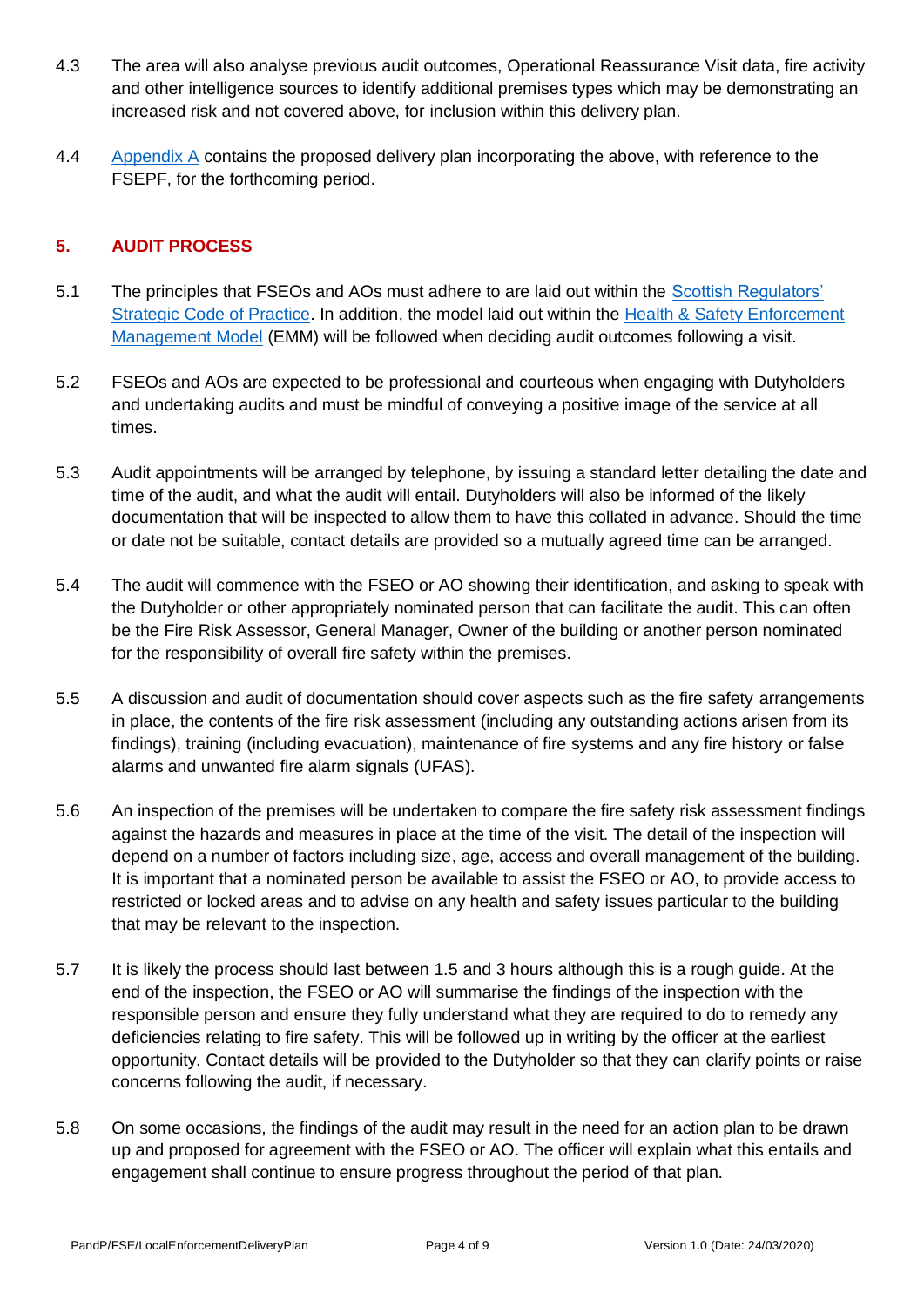4.3 The area will also analyse previous audit outcomes, Operational Reassurance Visit data, fire activity and other intelligence sources to identify additional premises types which may be demonstrating an increased risk and not covered above, for inclusion within this delivery plan.

4.4 Appendix A contains the proposed delivery plan incorporating the above, with reference to the FSEPF, for the forthcoming period.

## 5. AUDIT PROCESS

5.1 The principles that FSEOs and AOs must adhere to are laid out within the Scottish Regulators' Strategic Code of Practice. In addition, the model laid out within the Health & Safety Enforcement Management Model (EMM) will be followed when deciding audit outcomes following a visit.

5.2 FSEOs and AOs are expected to be professional and courteous when engaging with Dutyholders and undertaking audits and must be mindful of conveying a positive image of the service at all times.

5.3 Audit appointments will be arranged by telephone, by issuing a standard letter detailing the date and time of the audit, and what the audit will entail. Dutyholders will also be informed of the likely documentation that will be inspected to allow them to have this collated in advance. Should the time or date not be suitable, contact details are provided so a mutually agreed time can be arranged.

5.4 The audit will commence with the FSEO or AO showing their identification, and asking to speak with the Dutyholder or other appropriately nominated person that can facilitate the audit. This can often be the Fire Risk Assessor, General Manager, Owner of the building or another person nominated for the responsibility of overall fire safety within the premises.

5.5 A discussion and audit of documentation should cover aspects such as the fire safety arrangements in place, the contents of the fire risk assessment (including any outstanding actions arisen from its findings), training (including evacuation), maintenance of fire systems and any fire history or false alarms and unwanted fire alarm signals (UFAS).

5.6 An inspection of the premises will be undertaken to compare the fire safety risk assessment findings against the hazards and measures in place at the time of the visit. The detail of the inspection will depend on a number of factors including size, age, access and overall management of the building. It is important that a nominated person be available to assist the FSEO or AO, to provide access to restricted or locked areas and to advise on any health and safety issues particular to the building that may be relevant to the inspection.

5.7 It is likely the process should last between 1.5 and 3 hours although this is a rough guide. At the end of the inspection, the FSEO or AO will summarise the findings of the inspection with the responsible person and ensure they fully understand what they are required to do to remedy any deficiencies relating to fire safety. This will be followed up in writing by the officer at the earliest opportunity. Contact details will be provided to the Dutyholder so that they can clarify points or raise concerns following the audit, if necessary.

5.8 On some occasions, the findings of the audit may result in the need for an action plan to be drawn up and proposed for agreement with the FSEO or AO. The officer will explain what this entails and engagement shall continue to ensure progress throughout the period of that plan.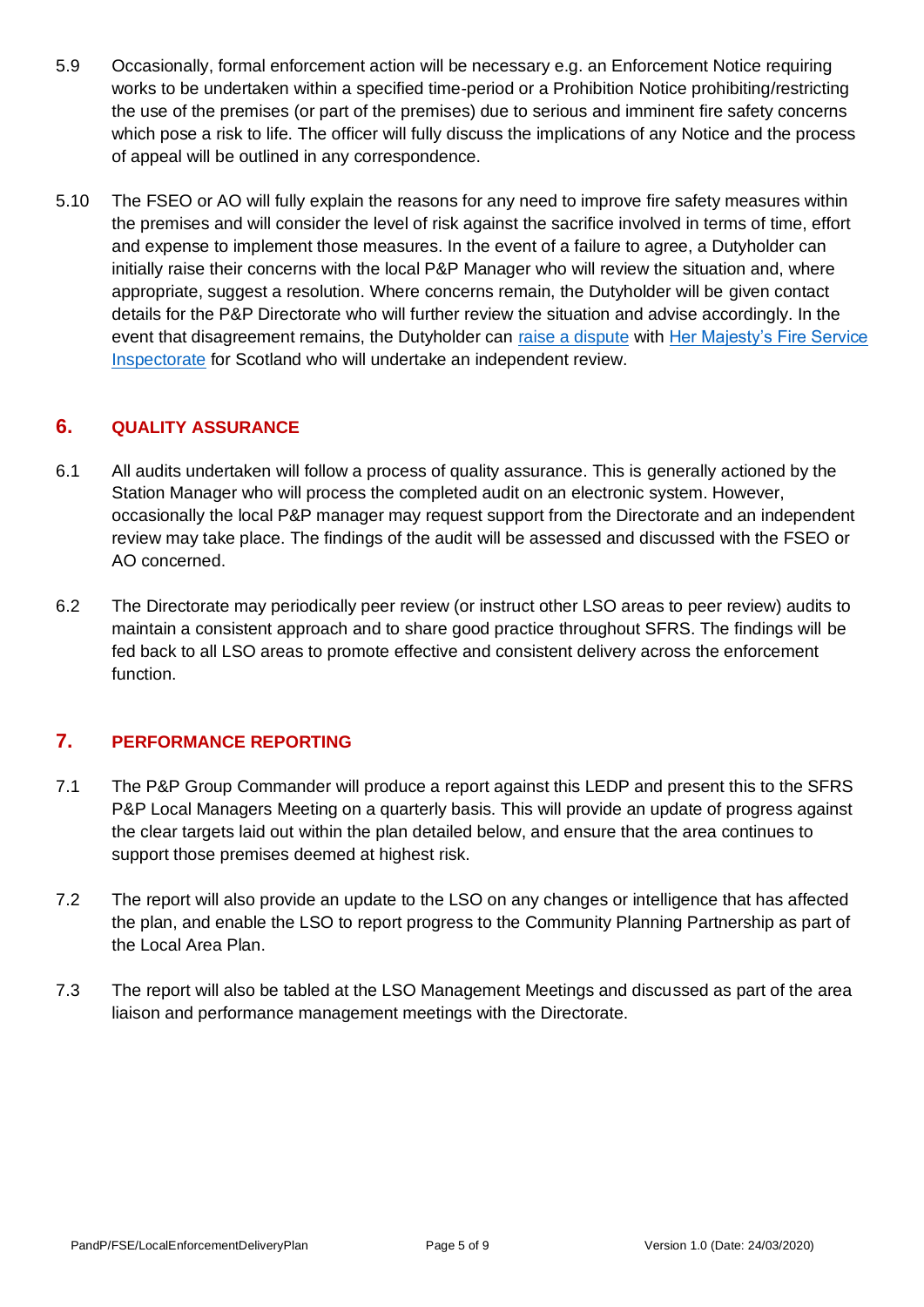5.9 Occasionally, formal enforcement action will be necessary e.g. an Enforcement Notice requiring works to be undertaken within a specified time-period or a Prohibition Notice prohibiting/restricting the use of the premises (or part of the premises) due to serious and imminent fire safety concerns which pose a risk to life. The officer will fully discuss the implications of any Notice and the process of appeal will be outlined in any correspondence.

5.10 The FSEO or AO will fully explain the reasons for any need to improve fire safety measures within the premises and will consider the level of risk against the sacrifice involved in terms of time, effort and expense to implement those measures. In the event of a failure to agree, a Dutyholder can initially raise their concerns with the local P&P Manager who will review the situation and, where appropriate, suggest a resolution. Where concerns remain, the Dutyholder will be given contact details for the P&P Directorate who will further review the situation and advise accordingly. In the event that disagreement remains, the Dutyholder can raise a dispute with Her Majesty's Fire Service Inspectorate for Scotland who will undertake an independent review.

## 6. QUALITY ASSURANCE

6.1 All audits undertaken will follow a process of quality assurance. This is generally actioned by the Station Manager who will process the completed audit on an electronic system. However, occasionally the local P&P manager may request support from the Directorate and an independent review may take place. The findings of the audit will be assessed and discussed with the FSEO or AO concerned.

6.2 The Directorate may periodically peer review (or instruct other LSO areas to peer review) audits to maintain a consistent approach and to share good practice throughout SFRS. The findings will be fed back to all LSO areas to promote effective and consistent delivery across the enforcement function.

## 7. PERFORMANCE REPORTING

7.1 The P&P Group Commander will produce a report against this LEDP and present this to the SFRS P&P Local Managers Meeting on a quarterly basis. This will provide an update of progress against the clear targets laid out within the plan detailed below, and ensure that the area continues to support those premises deemed at highest risk.

7.2 The report will also provide an update to the LSO on any changes or intelligence that has affected the plan, and enable the LSO to report progress to the Community Planning Partnership as part of the Local Area Plan.

7.3 The report will also be tabled at the LSO Management Meetings and discussed as part of the area liaison and performance management meetings with the Directorate.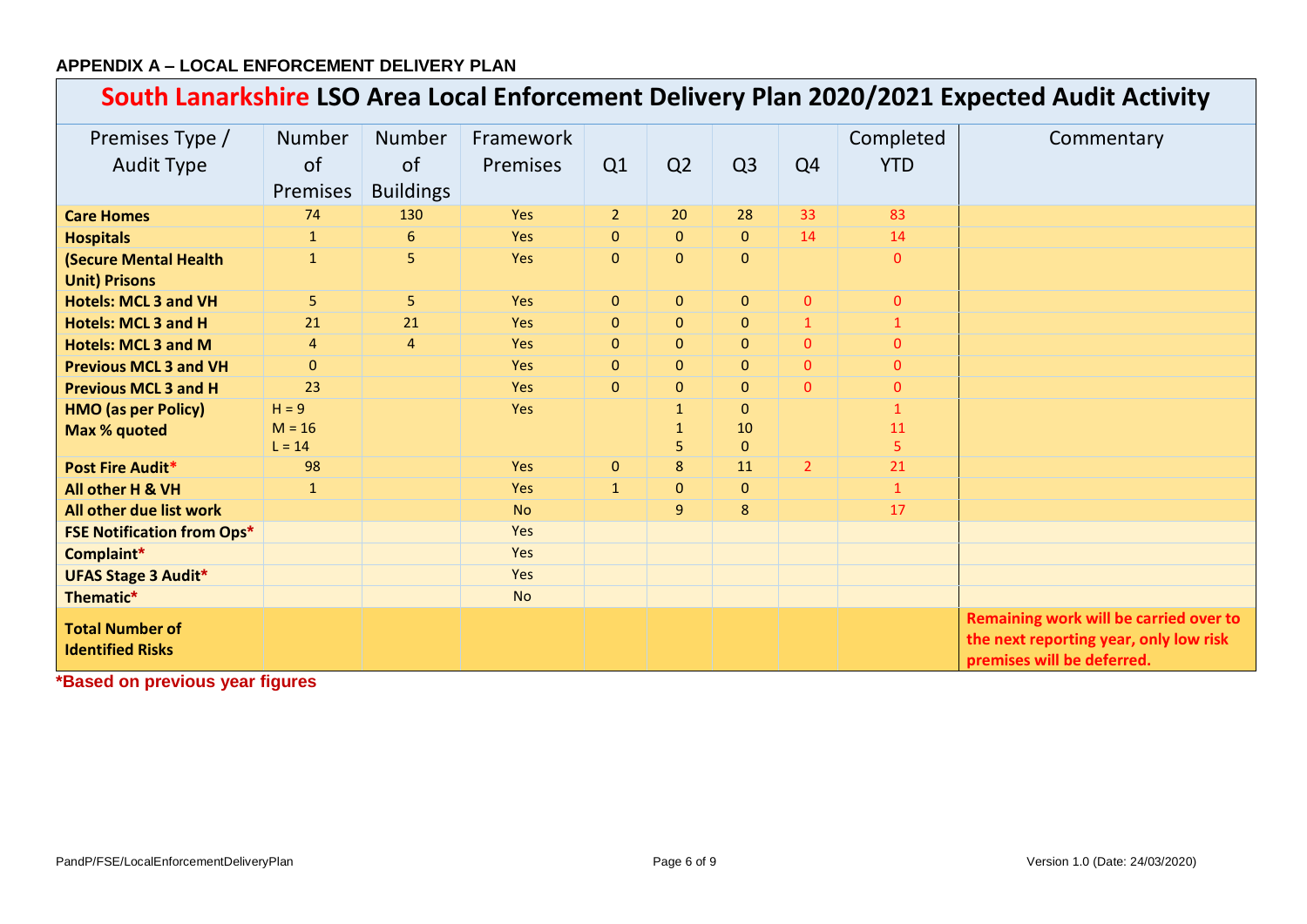**APPENDIX A – LOCAL ENFORCEMENT DELIVERY PLAN**

| South Lanarkshire LSO Area Local Enforcement Delivery Plan 2020/2021 Expected Audit Activity | | | | | | | | | |
|---|---|---|---|---|---|---|---|---|---|
| Premises Type / Audit Type | Number of Premises | Number of Buildings | Framework Premises | Q1 | Q2 | Q3 | Q4 | Completed YTD | Commentary |
| **Care Homes** | 74 | 130 | Yes | 2 | 20 | 28 | 33 | 83 | |
| **Hospitals** | 1 | 6 | Yes | 0 | 0 | 0 | 14 | 14 | |
| **(Secure Mental Health Unit) Prisons** | 1 | 5 | Yes | 0 | 0 | 0 | | 0 | |
| **Hotels: MCL 3 and VH** | 5 | 5 | Yes | 0 | 0 | 0 | 0 | 0 | |
| **Hotels: MCL 3 and H** | 21 | 21 | Yes | 0 | 0 | 0 | 1 | 1 | |
| **Hotels: MCL 3 and M** | 4 | 4 | Yes | 0 | 0 | 0 | 0 | 0 | |
| **Previous MCL 3 and VH** | 0 | | Yes | 0 | 0 | 0 | 0 | 0 | |
| **Previous MCL 3 and H** | 23 | | Yes | 0 | 0 | 0 | 0 | 0 | |
| **HMO (as per Policy) Max % quoted** | H = 9<br>M = 16<br>L = 14 | | Yes | | 1<br>1<br>5 | 0<br>10<br>0 | | 1<br>11<br>5 | |
| **Post Fire Audit*** | 98 | | Yes | 0 | 8 | 11 | 2 | 21 | |
| **All other H & VH** | 1 | | Yes | 1 | 0 | 0 | | 1 | |
| **All other due list work** | | | No | | 9 | 8 | | 17 | |
| **FSE Notification from Ops*** | | | Yes | | | | | | |
| **Complaint*** | | | Yes | | | | | | |
| **UFAS Stage 3 Audit*** | | | Yes | | | | | | |
| **Thematic*** | | | No | | | | | | |
| **Total Number of Identified Risks** | | | | | | | | | **Remaining work will be carried over to the next reporting year, only low risk premises will be deferred.** |

***Based on previous year figures**

PandP/FSE/LocalEnforcementDeliveryPlan Version 1.0 (Date: 24/03/2020)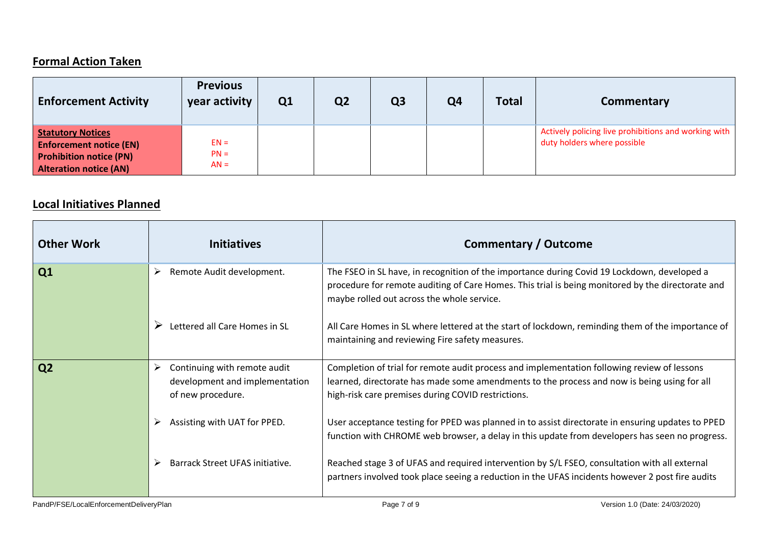## Formal Action Taken

| Enforcement Activity | Previous year activity | Q1 | Q2 | Q3 | Q4 | Total | Commentary |
|---|---|---|---|---|---|---|---|
| **Statutory Notices** **Enforcement notice (EN)** **Prohibition notice (PN)** **Alteration notice (AN)** | EN = PN = AN = | | | | | | Actively policing live prohibitions and working with duty holders where possible |

## Local Initiatives Planned

| Other Work | Initiatives | Commentary / Outcome |
|---|---|---|
| **Q1** | ➢ Remote Audit development. | The FSEO in SL have, in recognition of the importance during Covid 19 Lockdown, developed a procedure for remote auditing of Care Homes. This trial is being monitored by the directorate and maybe rolled out across the whole service. |
| | ➢ Lettered all Care Homes in SL | All Care Homes in SL where lettered at the start of lockdown, reminding them of the importance of maintaining and reviewing Fire safety measures. |
| **Q2** | ➢ Continuing with remote audit development and implementation of new procedure. | Completion of trial for remote audit process and implementation following review of lessons learned, directorate has made some amendments to the process and now is being using for all high-risk care premises during COVID restrictions. |
| | ➢ Assisting with UAT for PPED. | User acceptance testing for PPED was planned in to assist directorate in ensuring updates to PPED function with CHROME web browser, a delay in this update from developers has seen no progress. |
| | ➢ Barrack Street UFAS initiative. | Reached stage 3 of UFAS and required intervention by S/L FSEO, consultation with all external partners involved took place seeing a reduction in the UFAS incidents however 2 post fire audits |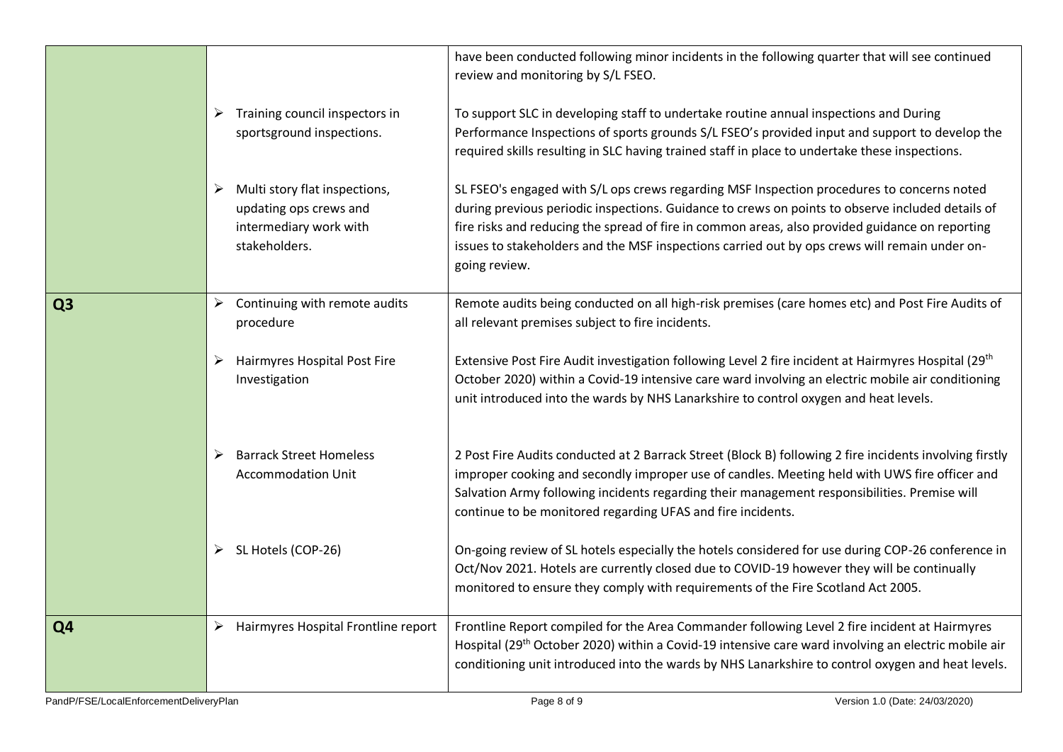| | | |
|---|---|---|
| | | have been conducted following minor incidents in the following quarter that will see continued review and monitoring by S/L FSEO. |
| | ➢ Training council inspectors in sportsground inspections. | To support SLC in developing staff to undertake routine annual inspections and During Performance Inspections of sports grounds S/L FSEO's provided input and support to develop the required skills resulting in SLC having trained staff in place to undertake these inspections. |
| | ➢ Multi story flat inspections, updating ops crews and intermediary work with stakeholders. | SL FSEO's engaged with S/L ops crews regarding MSF Inspection procedures to concerns noted during previous periodic inspections. Guidance to crews on points to observe included details of fire risks and reducing the spread of fire in common areas, also provided guidance on reporting issues to stakeholders and the MSF inspections carried out by ops crews will remain under on-going review. |
| **Q3** | ➢ Continuing with remote audits procedure | Remote audits being conducted on all high-risk premises (care homes etc) and Post Fire Audits of all relevant premises subject to fire incidents. |
| | ➢ Hairmyres Hospital Post Fire Investigation | Extensive Post Fire Audit investigation following Level 2 fire incident at Hairmyres Hospital (29th October 2020) within a Covid-19 intensive care ward involving an electric mobile air conditioning unit introduced into the wards by NHS Lanarkshire to control oxygen and heat levels. |
| | ➢ Barrack Street Homeless Accommodation Unit | 2 Post Fire Audits conducted at 2 Barrack Street (Block B) following 2 fire incidents involving firstly improper cooking and secondly improper use of candles. Meeting held with UWS fire officer and Salvation Army following incidents regarding their management responsibilities. Premise will continue to be monitored regarding UFAS and fire incidents. |
| | ➢ SL Hotels (COP-26) | On-going review of SL hotels especially the hotels considered for use during COP-26 conference in Oct/Nov 2021. Hotels are currently closed due to COVID-19 however they will be continually monitored to ensure they comply with requirements of the Fire Scotland Act 2005. |
| **Q4** | ➢ Hairmyres Hospital Frontline report | Frontline Report compiled for the Area Commander following Level 2 fire incident at Hairmyres Hospital (29th October 2020) within a Covid-19 intensive care ward involving an electric mobile air conditioning unit introduced into the wards by NHS Lanarkshire to control oxygen and heat levels. |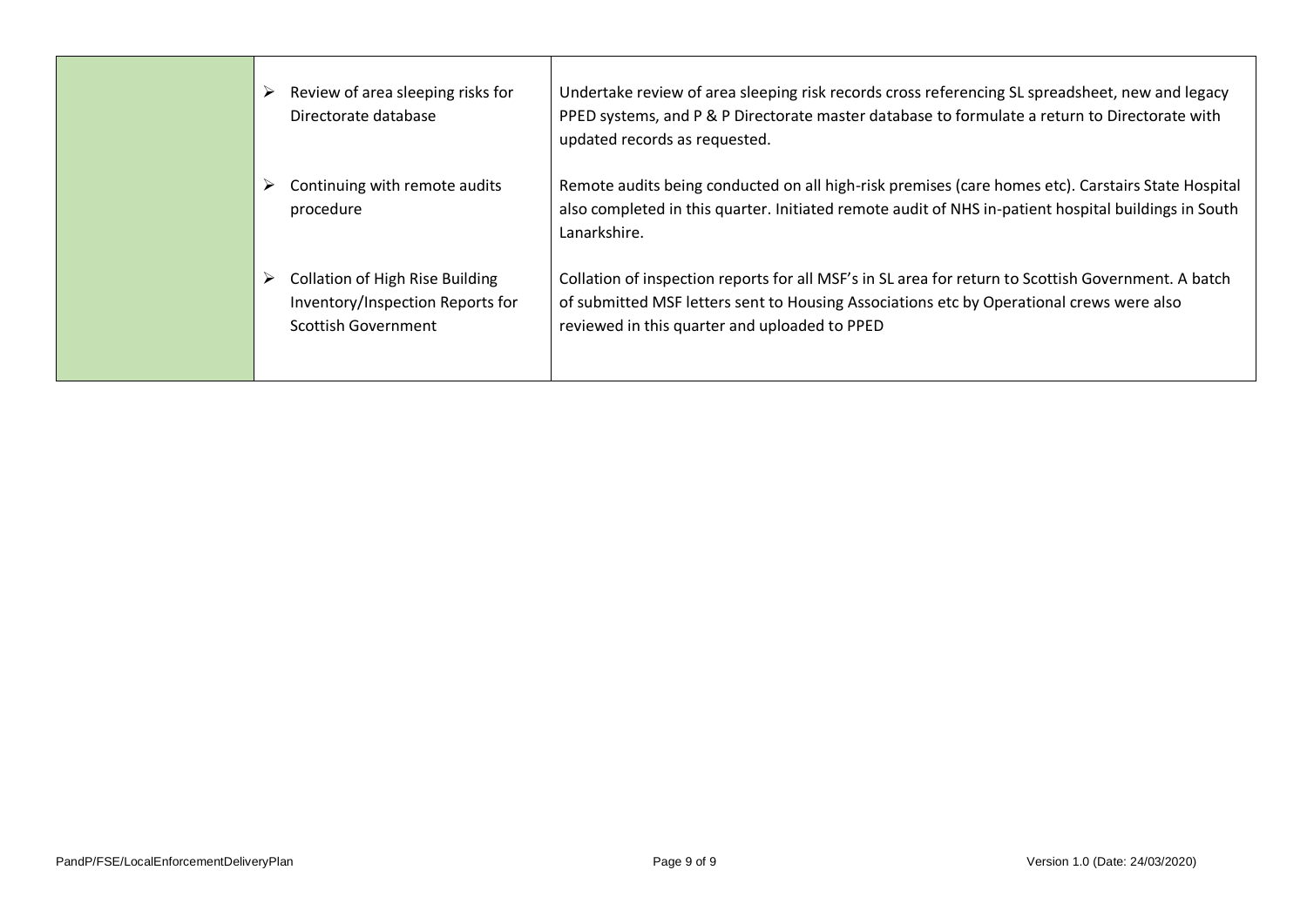| | | |
|---|---|---|
| | ➢ Review of area sleeping risks for Directorate database | Undertake review of area sleeping risk records cross referencing SL spreadsheet, new and legacy PPED systems, and P & P Directorate master database to formulate a return to Directorate with updated records as requested. |
| | ➢ Continuing with remote audits procedure | Remote audits being conducted on all high-risk premises (care homes etc). Carstairs State Hospital also completed in this quarter. Initiated remote audit of NHS in-patient hospital buildings in South Lanarkshire. |
| | ➢ Collation of High Rise Building Inventory/Inspection Reports for Scottish Government | Collation of inspection reports for all MSF's in SL area for return to Scottish Government. A batch of submitted MSF letters sent to Housing Associations etc by Operational crews were also reviewed in this quarter and uploaded to PPED |